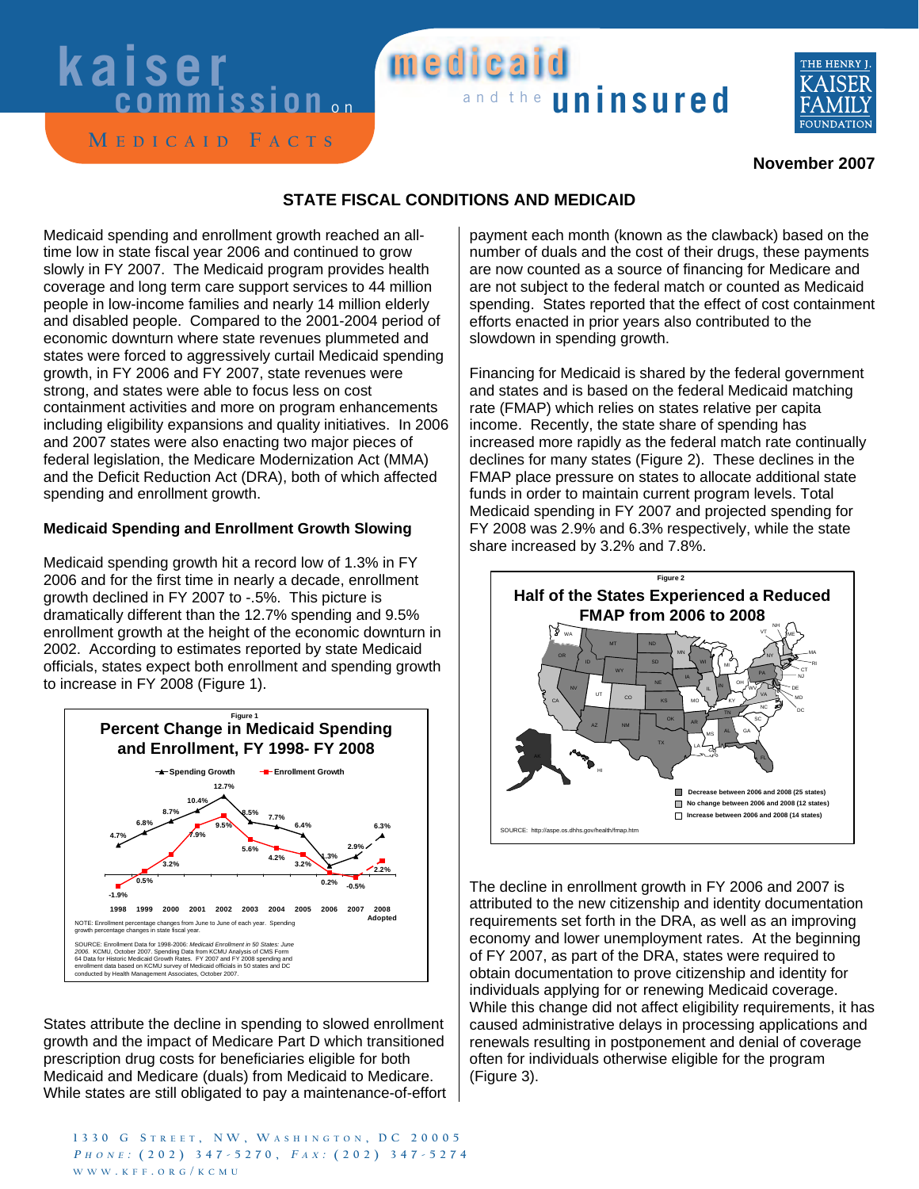# kaiser commission on medicaid and the uninsured

**MEDICAID FACTS**

**November 2007**

## STATE FISCAL CONDITIONS AND MEDICAID

Medicaid spending and enrollment growth reached an all-time low in state fiscal year 2006 and continued to grow slowly in FY 2007. The Medicaid program provides health coverage and long term care support services to 44 million people in low-income families and nearly 14 million elderly and disabled people. Compared to the 2001-2004 period of economic downturn where state revenues plummeted and states were forced to aggressively curtail Medicaid spending growth, in FY 2006 and FY 2007, state revenues were strong, and states were able to focus less on cost containment activities and more on program enhancements including eligibility expansions and quality initiatives. In 2006 and 2007 states were also enacting two major pieces of federal legislation, the Medicare Modernization Act (MMA) and the Deficit Reduction Act (DRA), both of which affected spending and enrollment growth.

### Medicaid Spending and Enrollment Growth Slowing

Medicaid spending growth hit a record low of 1.3% in FY 2006 and for the first time in nearly a decade, enrollment growth declined in FY 2007 to -.5%. This picture is dramatically different than the 12.7% spending and 9.5% enrollment growth at the height of the economic downturn in 2002. According to estimates reported by state Medicaid officials, states expect both enrollment and spending growth to increase in FY 2008 (Figure 1).

Figure 1

**Percent Change in Medicaid Spending and Enrollment, FY 1998- FY 2008**

| Year | Spending Growth | Enrollment Growth |
|---|---|---|
| 1998 | 4.7% | -1.9% |
| 1999 | 6.8% | 0.5% |
| 2000 | 8.7% | 3.2% |
| 2001 | 10.4% | 7.9% |
| 2002 | 12.7% | 9.5% |
| 2003 | 8.5% | 5.6% |
| 2004 | 7.7% | 4.2% |
| 2005 | 6.4% | 3.2% |
| 2006 | 1.3% | 0.2% |
| 2007 | 2.9% | -0.5% |
| 2008 Adopted | 6.3% | 2.2% |

NOTE: Enrollment percentage changes from June to June of each year. Spending growth percentage changes in state fiscal year.

SOURCE: Enrollment Data for 1998-2006: *Medicaid Enrollment in 50 States: June 2006*. KCMU, October 2007. Spending Data from KCMU Analysis of CMS Form 64 Data for Historic Medicaid Growth Rates. FY 2007 and FY 2008 spending and enrollment data based on KCMU survey of Medicaid officials in 50 states and DC conducted by Health Management Associates, October 2007.

States attribute the decline in spending to slowed enrollment growth and the impact of Medicare Part D which transitioned prescription drug costs for beneficiaries eligible for both Medicaid and Medicare (duals) from Medicaid to Medicare. While states are still obligated to pay a maintenance-of-effort payment each month (known as the clawback) based on the number of duals and the cost of their drugs, these payments are now counted as a source of financing for Medicare and are not subject to the federal match or counted as Medicaid spending. States reported that the effect of cost containment efforts enacted in prior years also contributed to the slowdown in spending growth.

Financing for Medicaid is shared by the federal government and states and is based on the federal Medicaid matching rate (FMAP) which relies on states relative per capita income. Recently, the state share of spending has increased more rapidly as the federal match rate continually declines for many states (Figure 2). These declines in the FMAP place pressure on states to allocate additional state funds in order to maintain current program levels. Total Medicaid spending in FY 2007 and projected spending for FY 2008 was 2.9% and 6.3% respectively, while the state share increased by 3.2% and 7.8%.

Figure 2

**Half of the States Experienced a Reduced FMAP from 2006 to 2008**

- Decrease between 2006 and 2008 (25 states)
- No change between 2006 and 2008 (12 states)
- Increase between 2006 and 2008 (14 states)

SOURCE: http://aspe.os.dhhs.gov/health/fmap.htm

The decline in enrollment growth in FY 2006 and 2007 is attributed to the new citizenship and identity documentation requirements set forth in the DRA, as well as an improving economy and lower unemployment rates. At the beginning of FY 2007, as part of the DRA, states were required to obtain documentation to prove citizenship and identity for individuals applying for or renewing Medicaid coverage. While this change did not affect eligibility requirements, it has caused administrative delays in processing applications and renewals resulting in postponement and denial of coverage often for individuals otherwise eligible for the program (Figure 3).

1330 G STREET, NW, WASHINGTON, DC 20005
*PHONE:* (202) 347-5270, *FAX:* (202) 347-5274
WWW.KFF.ORG/KCMU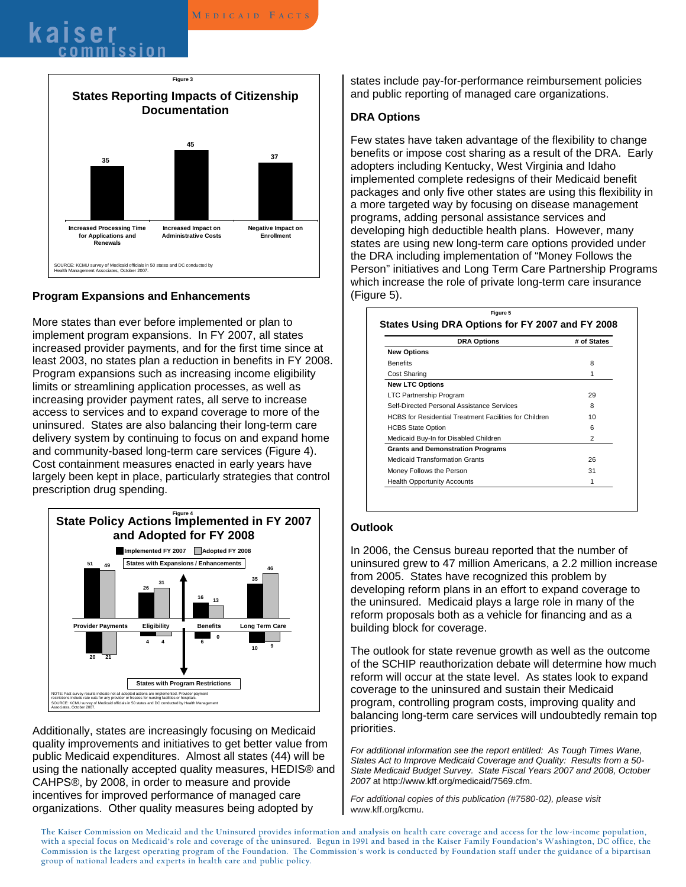Figure 3

States Reporting Impacts of Citizenship Documentation

35
45
37

Increased Processing Time for Applications and Renewals
Increased Impact on Administrative Costs
Negative Impact on Enrollment

SOURCE: KCMU survey of Medicaid officials in 50 states and DC conducted by Health Management Associates, October 2007.

### Program Expansions and Enhancements

More states than ever before implemented or plan to implement program expansions. In FY 2007, all states increased provider payments, and for the first time since at least 2003, no states plan a reduction in benefits in FY 2008. Program expansions such as increasing income eligibility limits or streamlining application processes, as well as increasing provider payment rates, all serve to increase access to services and to expand coverage to more of the uninsured. States are also balancing their long-term care delivery system by continuing to focus on and expand home and community-based long-term care services (Figure 4). Cost containment measures enacted in early years have largely been kept in place, particularly strategies that control prescription drug spending.

Figure 4

State Policy Actions Implemented in FY 2007 and Adopted for FY 2008

Implemented FY 2007
Adopted FY 2008

States with Expansions / Enhancements

51 49
26 31
16 13
35 46

Provider Payments
Eligibility
Benefits
Long Term Care

20 21
4 4
6 0
10 9

States with Program Restrictions

NOTE: Past survey results indicate not all adopted actions are implemented. Provider payment restrictions include rate cuts for any provider or freezes for nursing facilities or hospitals.
SOURCE: KCMU survey of Medicaid officials in 50 states and DC conducted by Health Management Associates, October 2007.

Additionally, states are increasingly focusing on Medicaid quality improvements and initiatives to get better value from public Medicaid expenditures. Almost all states (44) will be using the nationally accepted quality measures, HEDIS® and CAHPS®, by 2008, in order to measure and provide incentives for improved performance of managed care organizations. Other quality measures being adopted by states include pay-for-performance reimbursement policies and public reporting of managed care organizations.

### DRA Options

Few states have taken advantage of the flexibility to change benefits or impose cost sharing as a result of the DRA. Early adopters including Kentucky, West Virginia and Idaho implemented complete redesigns of their Medicaid benefit packages and only five other states are using this flexibility in a more targeted way by focusing on disease management programs, adding personal assistance services and developing high deductible health plans. However, many states are using new long-term care options provided under the DRA including implementation of "Money Follows the Person" initiatives and Long Term Care Partnership Programs which increase the role of private long-term care insurance (Figure 5).

Figure 5

States Using DRA Options for FY 2007 and FY 2008

| DRA Options | # of States |
|---|---|
| **New Options** | |
| Benefits | 8 |
| Cost Sharing | 1 |
| **New LTC Options** | |
| LTC Partnership Program | 29 |
| Self-Directed Personal Assistance Services | 8 |
| HCBS for Residential Treatment Facilities for Children | 10 |
| HCBS State Option | 6 |
| Medicaid Buy-In for Disabled Children | 2 |
| **Grants and Demonstration Programs** | |
| Medicaid Transformation Grants | 26 |
| Money Follows the Person | 31 |
| Health Opportunity Accounts | 1 |

### Outlook

In 2006, the Census bureau reported that the number of uninsured grew to 47 million Americans, a 2.2 million increase from 2005. States have recognized this problem by developing reform plans in an effort to expand coverage to the uninsured. Medicaid plays a large role in many of the reform proposals both as a vehicle for financing and as a building block for coverage.

The outlook for state revenue growth as well as the outcome of the SCHIP reauthorization debate will determine how much reform will occur at the state level. As states look to expand coverage to the uninsured and sustain their Medicaid program, controlling program costs, improving quality and balancing long-term care services will undoubtedly remain top priorities.

*For additional information see the report entitled: As Tough Times Wane, States Act to Improve Medicaid Coverage and Quality: Results from a 50-State Medicaid Budget Survey. State Fiscal Years 2007 and 2008, October 2007* at http://www.kff.org/medicaid/7569.cfm.

*For additional copies of this publication (#7580-02), please visit* www.kff.org/kcmu.

The Kaiser Commission on Medicaid and the Uninsured provides information and analysis on health care coverage and access for the low-income population, with a special focus on Medicaid's role and coverage of the uninsured. Begun in 1991 and based in the Kaiser Family Foundation's Washington, DC office, the Commission is the largest operating program of the Foundation. The Commission's work is conducted by Foundation staff under the guidance of a bipartisan group of national leaders and experts in health care and public policy.